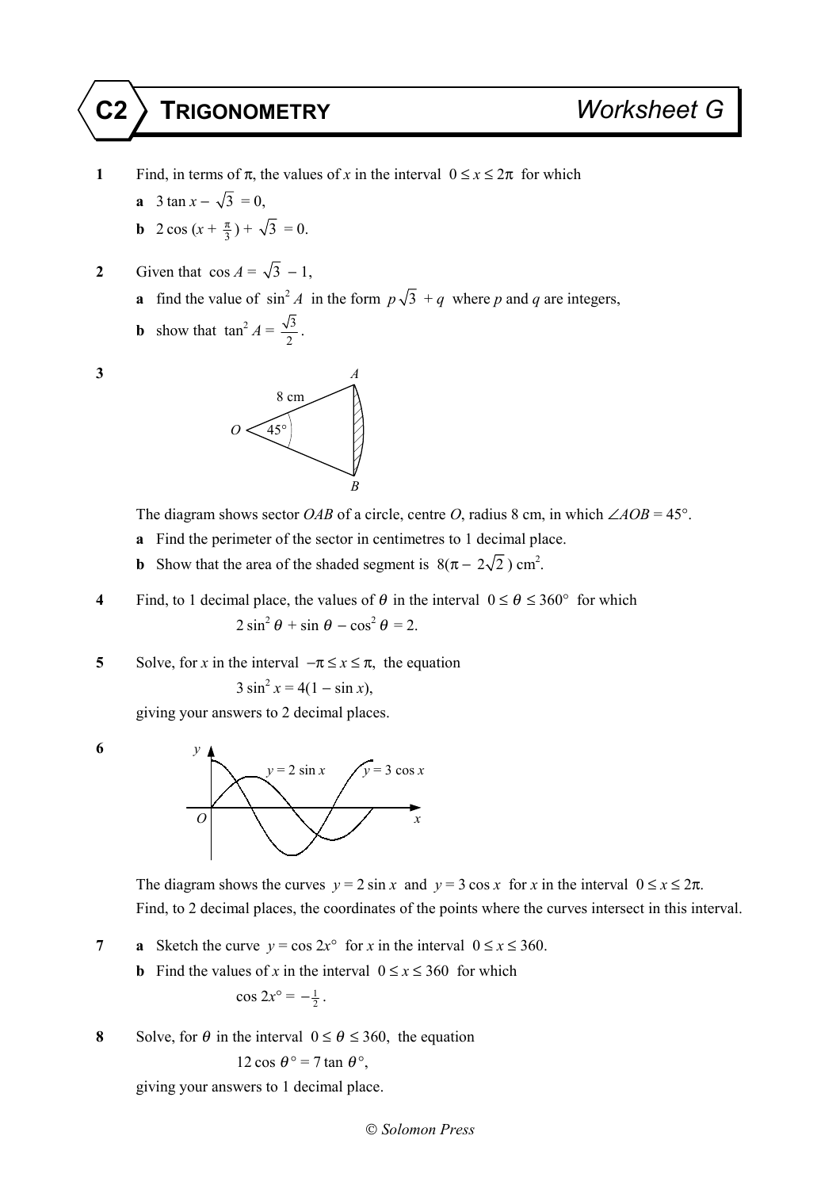# C2 TRIGONOMETRY Worksheet G

**1** Find, in terms of $\pi$, the values of $x$ in the interval $0 \leq x \leq 2\pi$ for which

**a** $3 \tan x - \sqrt{3} = 0$,

**b** $2 \cos (x + \frac{\pi}{3}) + \sqrt{3} = 0$.

**2** Given that $\cos A = \sqrt{3} - 1$,

**a** find the value of $\sin^2 A$ in the form $p\sqrt{3} + q$ where $p$ and $q$ are integers,

**b** show that $\tan^2 A = \frac{\sqrt{3}}{2}$.

**3**

The diagram shows sector $OAB$ of a circle, centre $O$, radius 8 cm, in which $\angle AOB = 45°$.

**a** Find the perimeter of the sector in centimetres to 1 decimal place.

**b** Show that the area of the shaded segment is $8(\pi - 2\sqrt{2})$ cm$^2$.

**4** Find, to 1 decimal place, the values of $\theta$ in the interval $0 \leq \theta \leq 360°$ for which

$$2 \sin^2 \theta + \sin \theta - \cos^2 \theta = 2.$$

**5** Solve, for $x$ in the interval $-\pi \leq x \leq \pi$, the equation

$$3 \sin^2 x = 4(1 - \sin x),$$

giving your answers to 2 decimal places.

**6**

The diagram shows the curves $y = 2 \sin x$ and $y = 3 \cos x$ for $x$ in the interval $0 \leq x \leq 2\pi$.
Find, to 2 decimal places, the coordinates of the points where the curves intersect in this interval.

**7** **a** Sketch the curve $y = \cos 2x°$ for $x$ in the interval $0 \leq x \leq 360$.

**b** Find the values of $x$ in the interval $0 \leq x \leq 360$ for which

$$\cos 2x° = -\tfrac{1}{2}.$$

**8** Solve, for $\theta$ in the interval $0 \leq \theta \leq 360$, the equation

$$12 \cos \theta° = 7 \tan \theta°,$$

giving your answers to 1 decimal place.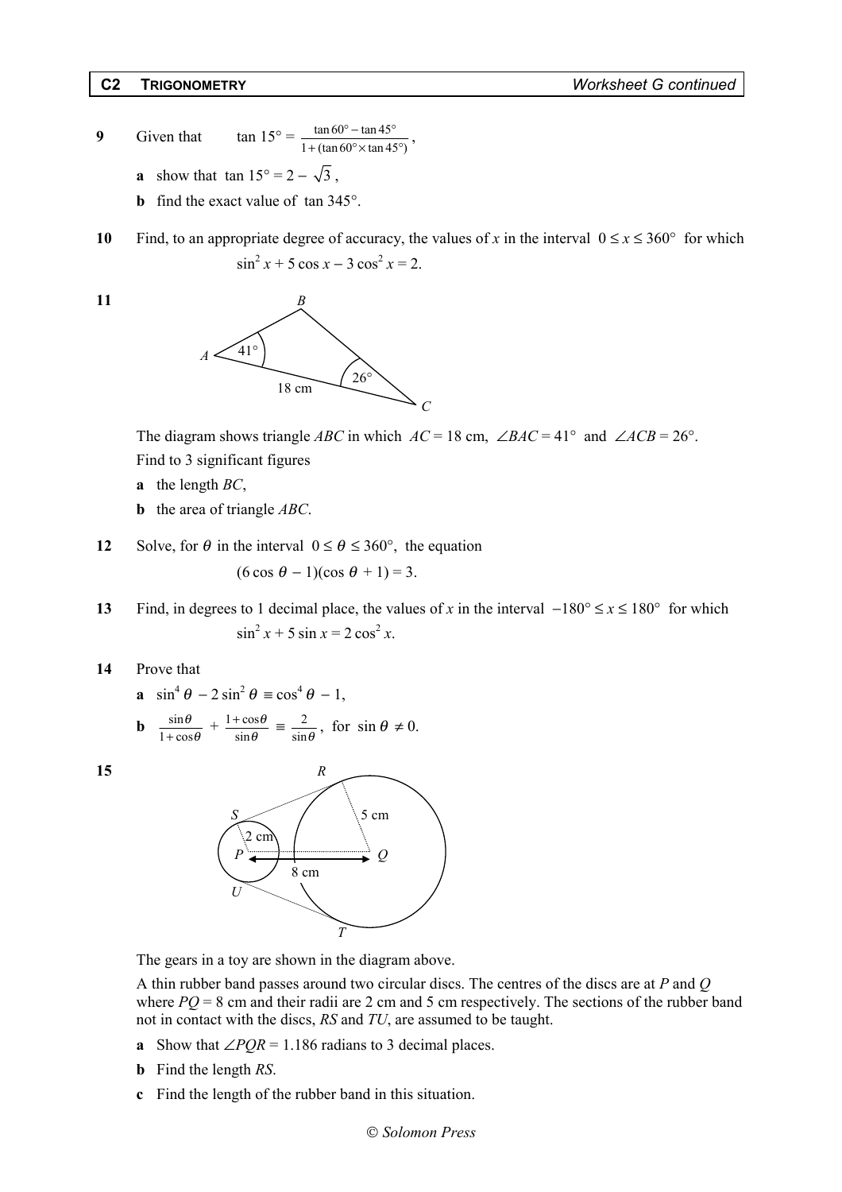**9** Given that $\tan 15° = \dfrac{\tan 60° - \tan 45°}{1 + (\tan 60° \times \tan 45°)}$,

**a** show that $\tan 15° = 2 - \sqrt{3}$,

**b** find the exact value of $\tan 345°$.

**10** Find, to an appropriate degree of accuracy, the values of $x$ in the interval $0 \le x \le 360°$ for which

$$\sin^2 x + 5\cos x - 3\cos^2 x = 2.$$

**11**

B

A 41°

26°

18 cm

C

The diagram shows triangle $ABC$ in which $AC = 18$ cm, $\angle BAC = 41°$ and $\angle ACB = 26°$.

Find to 3 significant figures

**a** the length $BC$,

**b** the area of triangle $ABC$.

**12** Solve, for $\theta$ in the interval $0 \le \theta \le 360°$, the equation

$$(6\cos\theta - 1)(\cos\theta + 1) = 3.$$

**13** Find, in degrees to 1 decimal place, the values of $x$ in the interval $-180° \le x \le 180°$ for which

$$\sin^2 x + 5\sin x = 2\cos^2 x.$$

**14** Prove that

**a** $\sin^4\theta - 2\sin^2\theta \equiv \cos^4\theta - 1$,

**b** $\dfrac{\sin\theta}{1+\cos\theta} + \dfrac{1+\cos\theta}{\sin\theta} \equiv \dfrac{2}{\sin\theta}$, for $\sin\theta \ne 0$.

**15**

R

S

5 cm

2 cm

P

Q

8 cm

U

T

The gears in a toy are shown in the diagram above.

A thin rubber band passes around two circular discs. The centres of the discs are at $P$ and $Q$ where $PQ = 8$ cm and their radii are 2 cm and 5 cm respectively. The sections of the rubber band not in contact with the discs, $RS$ and $TU$, are assumed to be taught.

**a** Show that $\angle PQR = 1.186$ radians to 3 decimal places.

**b** Find the length $RS$.

**c** Find the length of the rubber band in this situation.